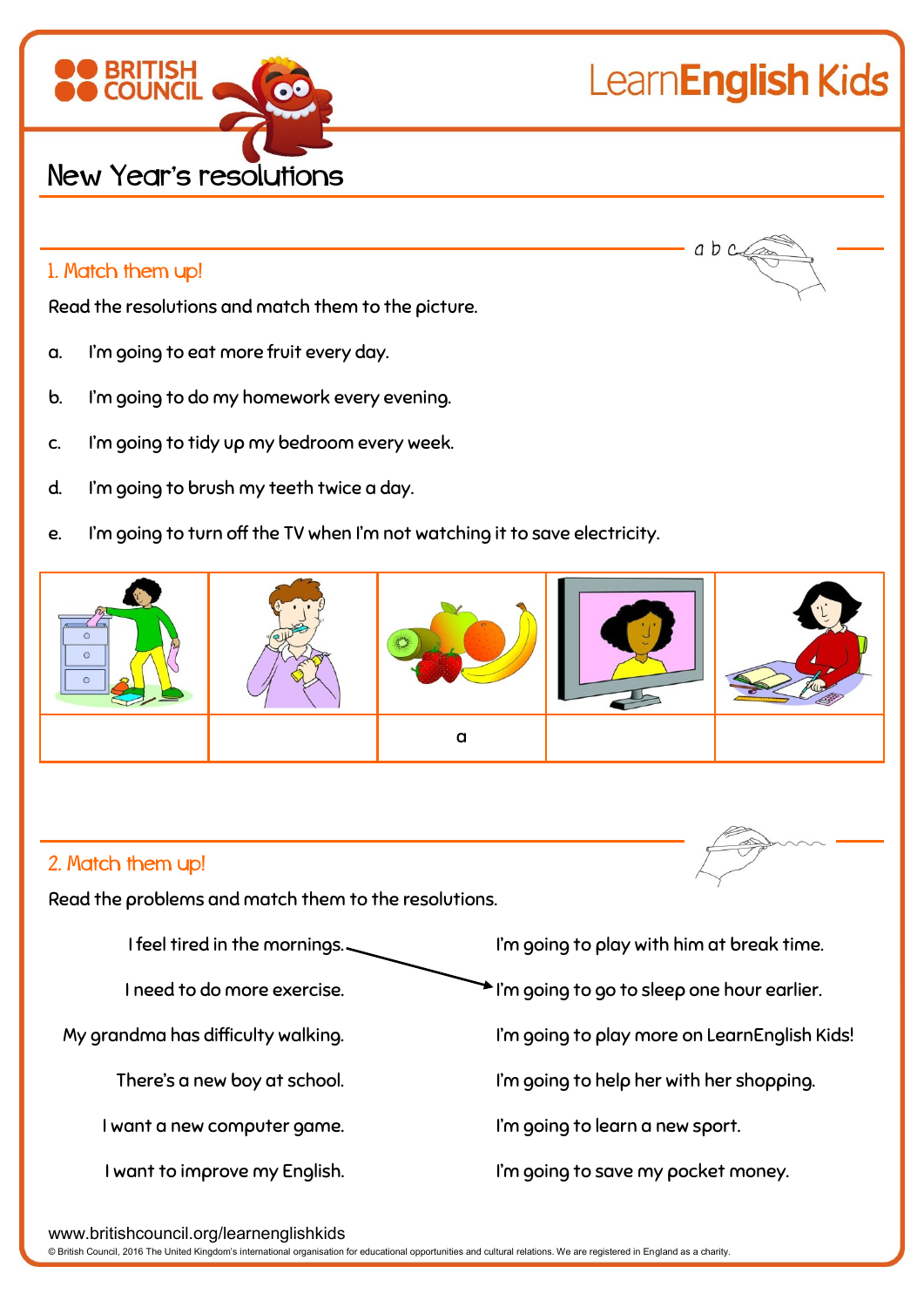# New Year's resolutions

## 1. Match them up!

Read the resolutions and match them to the picture.

a. I'm going to eat more fruit every day.

b. I'm going to do my homework every evening.

c. I'm going to tidy up my bedroom every week.

d. I'm going to brush my teeth twice a day.

e. I'm going to turn off the TV when I'm not watching it to save electricity.

| | | | | |
|---|---|---|---|---|
| | | a | | |

## 2. Match them up!

Read the problems and match them to the resolutions.

| | |
|---|---|
| I feel tired in the mornings. | I'm going to play with him at break time. |
| I need to do more exercise. | I'm going to go to sleep one hour earlier. |
| My grandma has difficulty walking. | I'm going to play more on LearnEnglish Kids! |
| There's a new boy at school. | I'm going to help her with her shopping. |
| I want a new computer game. | I'm going to learn a new sport. |
| I want to improve my English. | I'm going to save my pocket money. |

www.britishcouncil.org/learnenglishkids

© British Council, 2016 The United Kingdom's international organisation for educational opportunities and cultural relations. We are registered in England as a charity.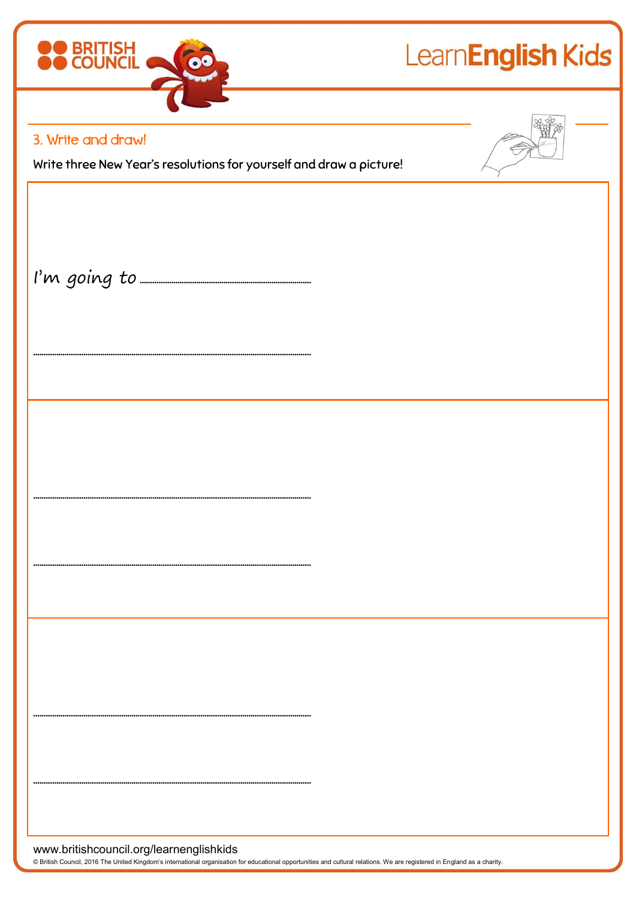### 3. Write and draw!

Write three New Year's resolutions for yourself and draw a picture!

I'm going to ..............................................................................

..............................................................................

..............................................................................

..............................................................................

..............................................................................

..............................................................................

www.britishcouncil.org/learnenglishkids

© British Council, 2016 The United Kingdom's international organisation for educational opportunities and cultural relations. We are registered in England as a charity.